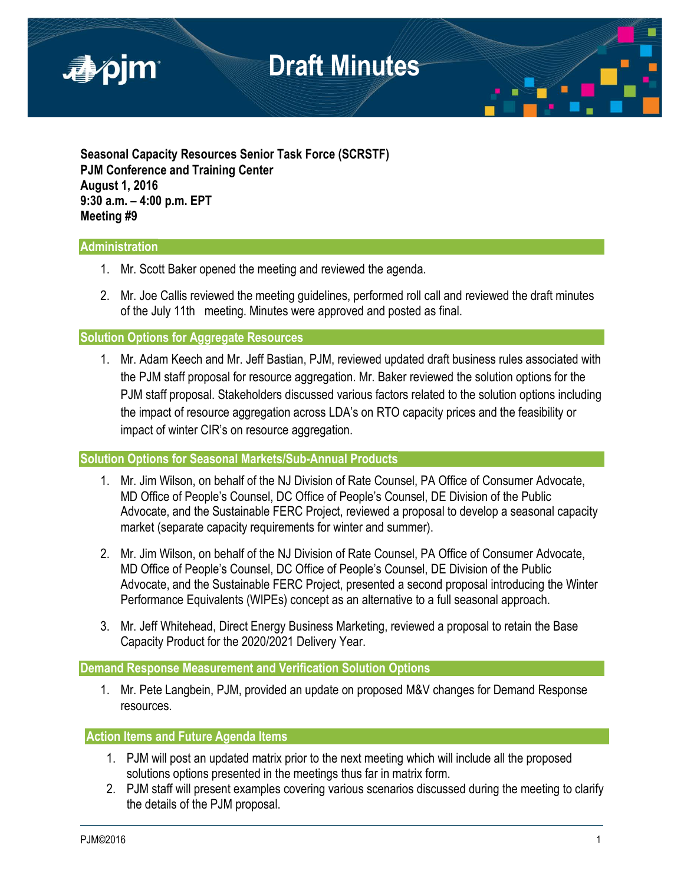# Draft Minutes

**Seasonal Capacity Resources Senior Task Force (SCRSTF)**
**PJM Conference and Training Center**
**August 1, 2016**
**9:30 a.m. – 4:00 p.m. EPT**
**Meeting #9**

## Administration

1. Mr. Scott Baker opened the meeting and reviewed the agenda.
2. Mr. Joe Callis reviewed the meeting guidelines, performed roll call and reviewed the draft minutes of the July 11th meeting. Minutes were approved and posted as final.

## Solution Options for Aggregate Resources

1. Mr. Adam Keech and Mr. Jeff Bastian, PJM, reviewed updated draft business rules associated with the PJM staff proposal for resource aggregation. Mr. Baker reviewed the solution options for the PJM staff proposal. Stakeholders discussed various factors related to the solution options including the impact of resource aggregation across LDA's on RTO capacity prices and the feasibility or impact of winter CIR's on resource aggregation.

## Solution Options for Seasonal Markets/Sub-Annual Products

1. Mr. Jim Wilson, on behalf of the NJ Division of Rate Counsel, PA Office of Consumer Advocate, MD Office of People's Counsel, DC Office of People's Counsel, DE Division of the Public Advocate, and the Sustainable FERC Project, reviewed a proposal to develop a seasonal capacity market (separate capacity requirements for winter and summer).
2. Mr. Jim Wilson, on behalf of the NJ Division of Rate Counsel, PA Office of Consumer Advocate, MD Office of People's Counsel, DC Office of People's Counsel, DE Division of the Public Advocate, and the Sustainable FERC Project, presented a second proposal introducing the Winter Performance Equivalents (WIPEs) concept as an alternative to a full seasonal approach.
3. Mr. Jeff Whitehead, Direct Energy Business Marketing, reviewed a proposal to retain the Base Capacity Product for the 2020/2021 Delivery Year.

## Demand Response Measurement and Verification Solution Options

1. Mr. Pete Langbein, PJM, provided an update on proposed M&V changes for Demand Response resources.

## Action Items and Future Agenda Items

1. PJM will post an updated matrix prior to the next meeting which will include all the proposed solutions options presented in the meetings thus far in matrix form.
2. PJM staff will present examples covering various scenarios discussed during the meeting to clarify the details of the PJM proposal.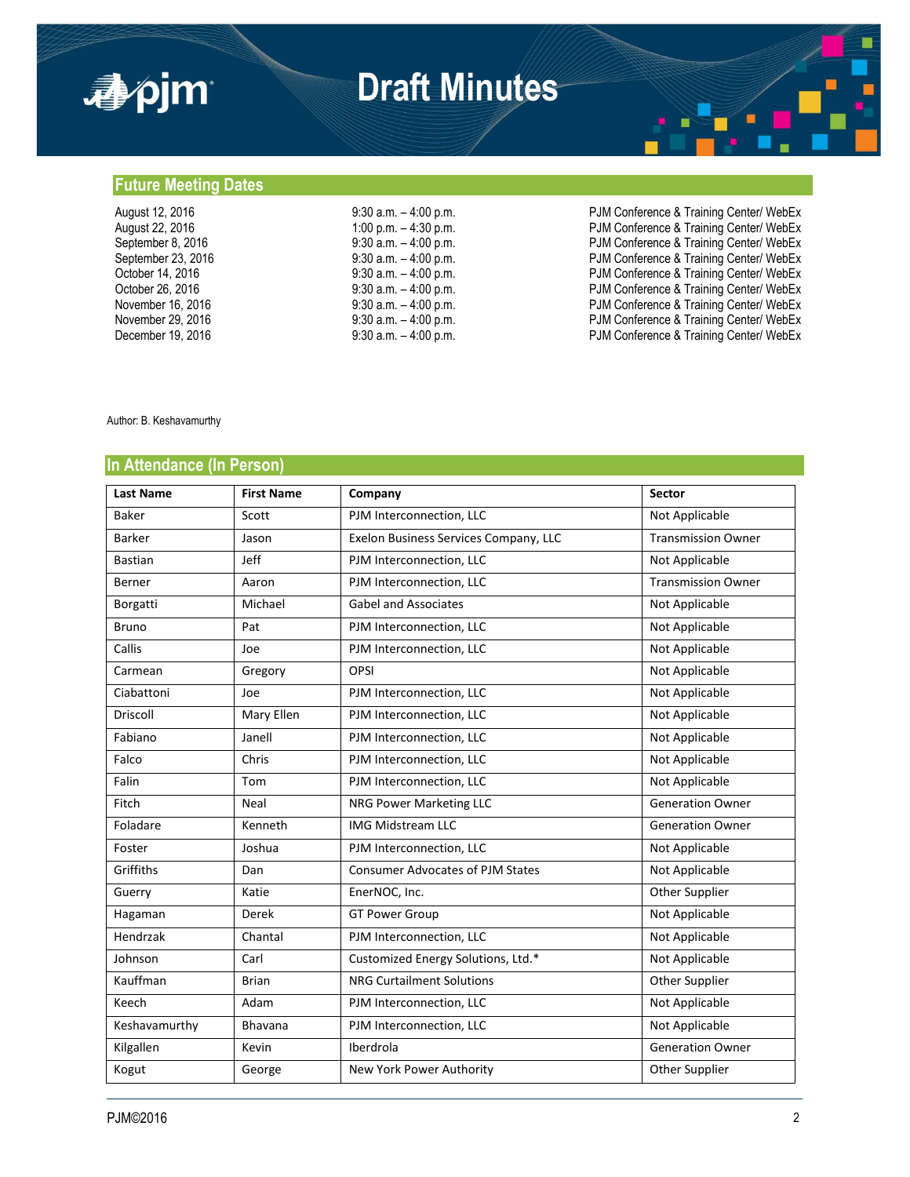## Future Meeting Dates

| | | |
|---|---|---|
| August 12, 2016 | 9:30 a.m. – 4:00 p.m. | PJM Conference & Training Center/ WebEx |
| August 22, 2016 | 1:00 p.m. – 4:30 p.m. | PJM Conference & Training Center/ WebEx |
| September 8, 2016 | 9:30 a.m. – 4:00 p.m. | PJM Conference & Training Center/ WebEx |
| September 23, 2016 | 9:30 a.m. – 4:00 p.m. | PJM Conference & Training Center/ WebEx |
| October 14, 2016 | 9:30 a.m. – 4:00 p.m. | PJM Conference & Training Center/ WebEx |
| October 26, 2016 | 9:30 a.m. – 4:00 p.m. | PJM Conference & Training Center/ WebEx |
| November 16, 2016 | 9:30 a.m. – 4:00 p.m. | PJM Conference & Training Center/ WebEx |
| November 29, 2016 | 9:30 a.m. – 4:00 p.m. | PJM Conference & Training Center/ WebEx |
| December 19, 2016 | 9:30 a.m. – 4:00 p.m. | PJM Conference & Training Center/ WebEx |

Author: B. Keshavamurthy

## In Attendance (In Person)

| Last Name | First Name | Company | Sector |
|---|---|---|---|
| Baker | Scott | PJM Interconnection, LLC | Not Applicable |
| Barker | Jason | Exelon Business Services Company, LLC | Transmission Owner |
| Bastian | Jeff | PJM Interconnection, LLC | Not Applicable |
| Berner | Aaron | PJM Interconnection, LLC | Transmission Owner |
| Borgatti | Michael | Gabel and Associates | Not Applicable |
| Bruno | Pat | PJM Interconnection, LLC | Not Applicable |
| Callis | Joe | PJM Interconnection, LLC | Not Applicable |
| Carmean | Gregory | OPSI | Not Applicable |
| Ciabattoni | Joe | PJM Interconnection, LLC | Not Applicable |
| Driscoll | Mary Ellen | PJM Interconnection, LLC | Not Applicable |
| Fabiano | Janell | PJM Interconnection, LLC | Not Applicable |
| Falco | Chris | PJM Interconnection, LLC | Not Applicable |
| Falin | Tom | PJM Interconnection, LLC | Not Applicable |
| Fitch | Neal | NRG Power Marketing LLC | Generation Owner |
| Foladare | Kenneth | IMG Midstream LLC | Generation Owner |
| Foster | Joshua | PJM Interconnection, LLC | Not Applicable |
| Griffiths | Dan | Consumer Advocates of PJM States | Not Applicable |
| Guerry | Katie | EnerNOC, Inc. | Other Supplier |
| Hagaman | Derek | GT Power Group | Not Applicable |
| Hendrzak | Chantal | PJM Interconnection, LLC | Not Applicable |
| Johnson | Carl | Customized Energy Solutions, Ltd.* | Not Applicable |
| Kauffman | Brian | NRG Curtailment Solutions | Other Supplier |
| Keech | Adam | PJM Interconnection, LLC | Not Applicable |
| Keshavamurthy | Bhavana | PJM Interconnection, LLC | Not Applicable |
| Kilgallen | Kevin | Iberdrola | Generation Owner |
| Kogut | George | New York Power Authority | Other Supplier |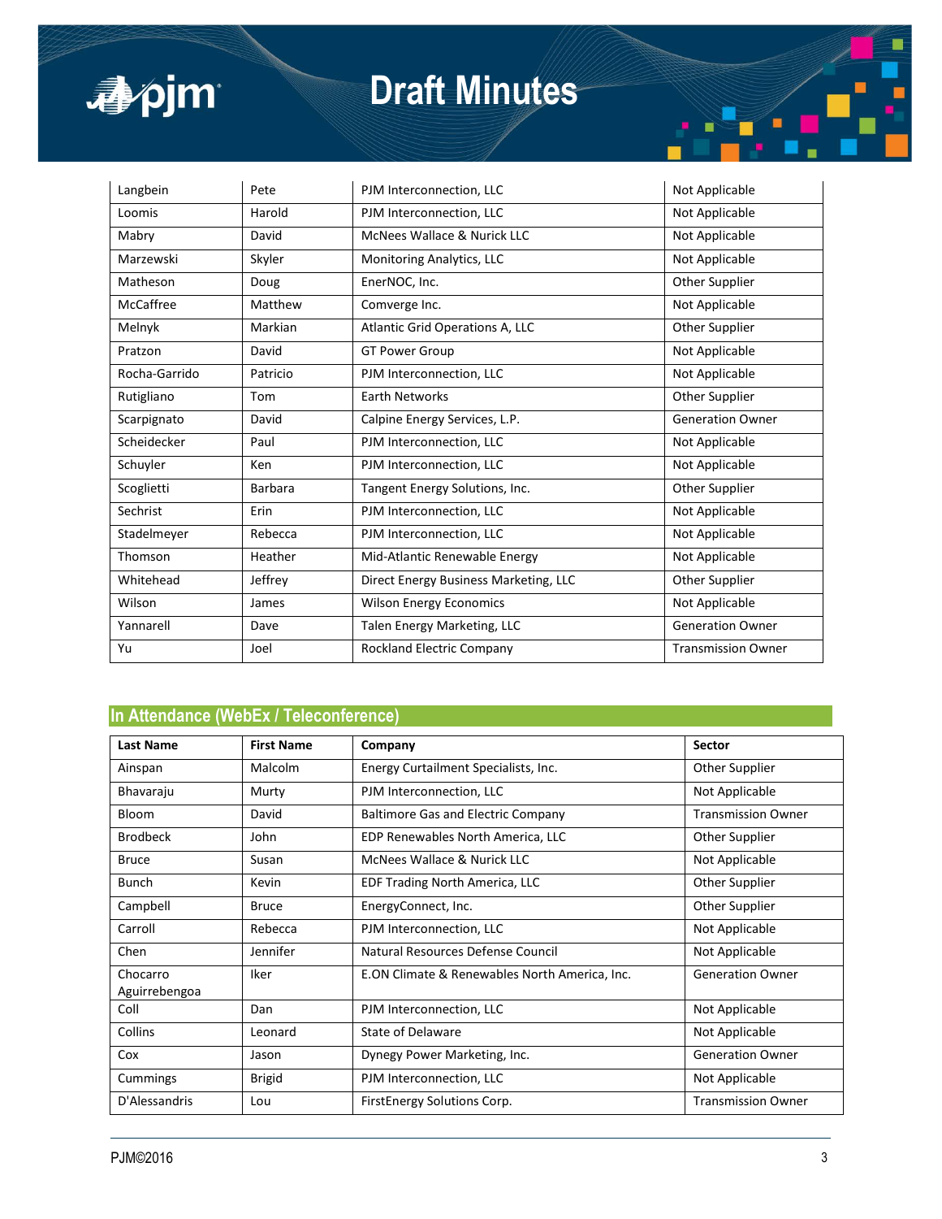| | | | |
|---|---|---|---|
| Langbein | Pete | PJM Interconnection, LLC | Not Applicable |
| Loomis | Harold | PJM Interconnection, LLC | Not Applicable |
| Mabry | David | McNees Wallace & Nurick LLC | Not Applicable |
| Marzewski | Skyler | Monitoring Analytics, LLC | Not Applicable |
| Matheson | Doug | EnerNOC, Inc. | Other Supplier |
| McCaffree | Matthew | Comverge Inc. | Not Applicable |
| Melnyk | Markian | Atlantic Grid Operations A, LLC | Other Supplier |
| Pratzon | David | GT Power Group | Not Applicable |
| Rocha-Garrido | Patricio | PJM Interconnection, LLC | Not Applicable |
| Rutigliano | Tom | Earth Networks | Other Supplier |
| Scarpignato | David | Calpine Energy Services, L.P. | Generation Owner |
| Scheidecker | Paul | PJM Interconnection, LLC | Not Applicable |
| Schuyler | Ken | PJM Interconnection, LLC | Not Applicable |
| Scoglietti | Barbara | Tangent Energy Solutions, Inc. | Other Supplier |
| Sechrist | Erin | PJM Interconnection, LLC | Not Applicable |
| Stadelmeyer | Rebecca | PJM Interconnection, LLC | Not Applicable |
| Thomson | Heather | Mid-Atlantic Renewable Energy | Not Applicable |
| Whitehead | Jeffrey | Direct Energy Business Marketing, LLC | Other Supplier |
| Wilson | James | Wilson Energy Economics | Not Applicable |
| Yannarell | Dave | Talen Energy Marketing, LLC | Generation Owner |
| Yu | Joel | Rockland Electric Company | Transmission Owner |

## In Attendance (WebEx / Teleconference)

| Last Name | First Name | Company | Sector |
|---|---|---|---|
| Ainspan | Malcolm | Energy Curtailment Specialists, Inc. | Other Supplier |
| Bhavaraju | Murty | PJM Interconnection, LLC | Not Applicable |
| Bloom | David | Baltimore Gas and Electric Company | Transmission Owner |
| Brodbeck | John | EDP Renewables North America, LLC | Other Supplier |
| Bruce | Susan | McNees Wallace & Nurick LLC | Not Applicable |
| Bunch | Kevin | EDF Trading North America, LLC | Other Supplier |
| Campbell | Bruce | EnergyConnect, Inc. | Other Supplier |
| Carroll | Rebecca | PJM Interconnection, LLC | Not Applicable |
| Chen | Jennifer | Natural Resources Defense Council | Not Applicable |
| Chocarro Aguirrebengoa | Iker | E.ON Climate & Renewables North America, Inc. | Generation Owner |
| Coll | Dan | PJM Interconnection, LLC | Not Applicable |
| Collins | Leonard | State of Delaware | Not Applicable |
| Cox | Jason | Dynegy Power Marketing, Inc. | Generation Owner |
| Cummings | Brigid | PJM Interconnection, LLC | Not Applicable |
| D'Alessandris | Lou | FirstEnergy Solutions Corp. | Transmission Owner |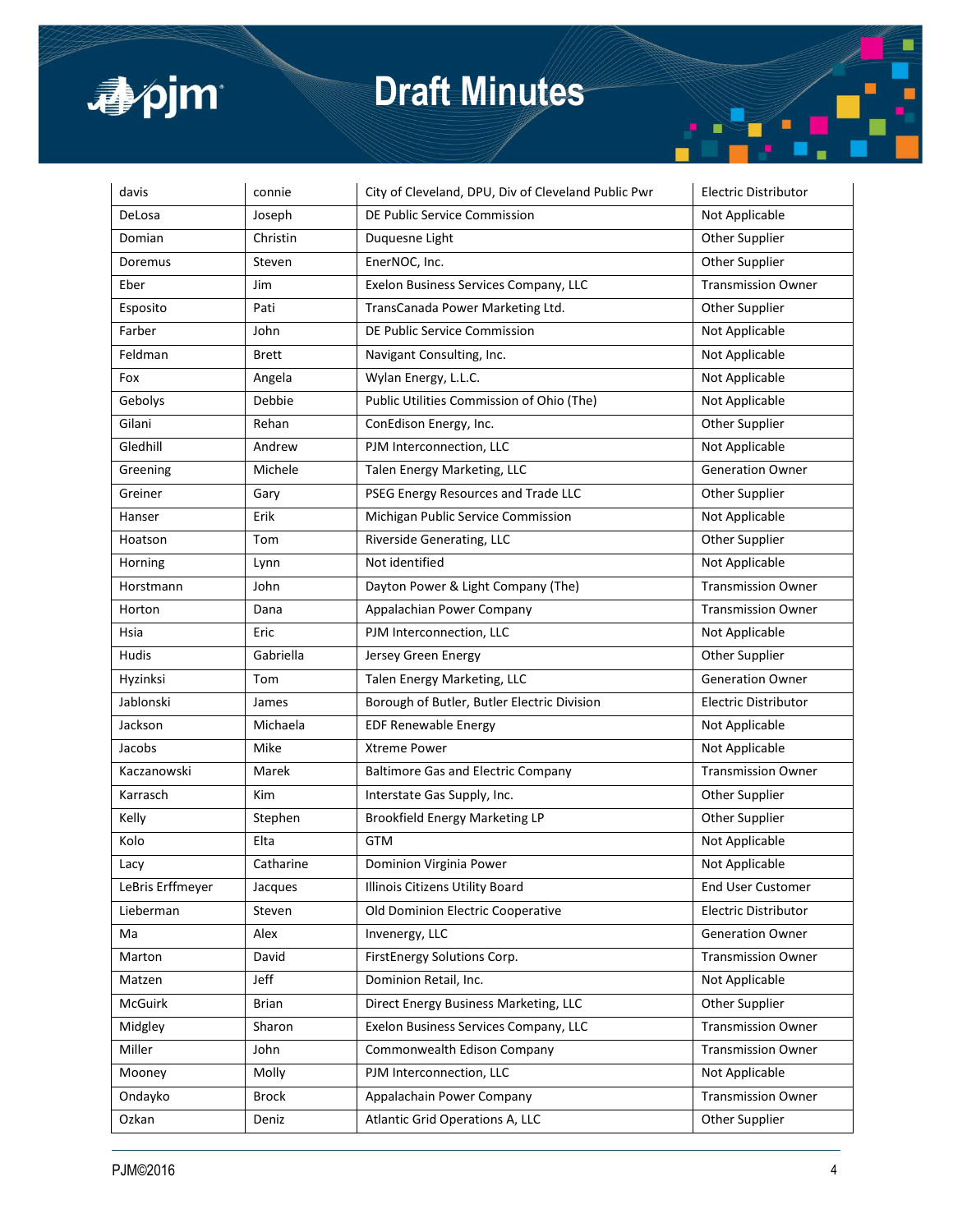| davis | connie | City of Cleveland, DPU, Div of Cleveland Public Pwr | Electric Distributor |
|---|---|---|---|
| DeLosa | Joseph | DE Public Service Commission | Not Applicable |
| Domian | Christin | Duquesne Light | Other Supplier |
| Doremus | Steven | EnerNOC, Inc. | Other Supplier |
| Eber | Jim | Exelon Business Services Company, LLC | Transmission Owner |
| Esposito | Pati | TransCanada Power Marketing Ltd. | Other Supplier |
| Farber | John | DE Public Service Commission | Not Applicable |
| Feldman | Brett | Navigant Consulting, Inc. | Not Applicable |
| Fox | Angela | Wylan Energy, L.L.C. | Not Applicable |
| Gebolys | Debbie | Public Utilities Commission of Ohio (The) | Not Applicable |
| Gilani | Rehan | ConEdison Energy, Inc. | Other Supplier |
| Gledhill | Andrew | PJM Interconnection, LLC | Not Applicable |
| Greening | Michele | Talen Energy Marketing, LLC | Generation Owner |
| Greiner | Gary | PSEG Energy Resources and Trade LLC | Other Supplier |
| Hanser | Erik | Michigan Public Service Commission | Not Applicable |
| Hoatson | Tom | Riverside Generating, LLC | Other Supplier |
| Horning | Lynn | Not identified | Not Applicable |
| Horstmann | John | Dayton Power & Light Company (The) | Transmission Owner |
| Horton | Dana | Appalachian Power Company | Transmission Owner |
| Hsia | Eric | PJM Interconnection, LLC | Not Applicable |
| Hudis | Gabriella | Jersey Green Energy | Other Supplier |
| Hyzinksi | Tom | Talen Energy Marketing, LLC | Generation Owner |
| Jablonski | James | Borough of Butler, Butler Electric Division | Electric Distributor |
| Jackson | Michaela | EDF Renewable Energy | Not Applicable |
| Jacobs | Mike | Xtreme Power | Not Applicable |
| Kaczanowski | Marek | Baltimore Gas and Electric Company | Transmission Owner |
| Karrasch | Kim | Interstate Gas Supply, Inc. | Other Supplier |
| Kelly | Stephen | Brookfield Energy Marketing LP | Other Supplier |
| Kolo | Elta | GTM | Not Applicable |
| Lacy | Catharine | Dominion Virginia Power | Not Applicable |
| LeBris Erffmeyer | Jacques | Illinois Citizens Utility Board | End User Customer |
| Lieberman | Steven | Old Dominion Electric Cooperative | Electric Distributor |
| Ma | Alex | Invenergy, LLC | Generation Owner |
| Marton | David | FirstEnergy Solutions Corp. | Transmission Owner |
| Matzen | Jeff | Dominion Retail, Inc. | Not Applicable |
| McGuirk | Brian | Direct Energy Business Marketing, LLC | Other Supplier |
| Midgley | Sharon | Exelon Business Services Company, LLC | Transmission Owner |
| Miller | John | Commonwealth Edison Company | Transmission Owner |
| Mooney | Molly | PJM Interconnection, LLC | Not Applicable |
| Ondayko | Brock | Appalachain Power Company | Transmission Owner |
| Ozkan | Deniz | Atlantic Grid Operations A, LLC | Other Supplier |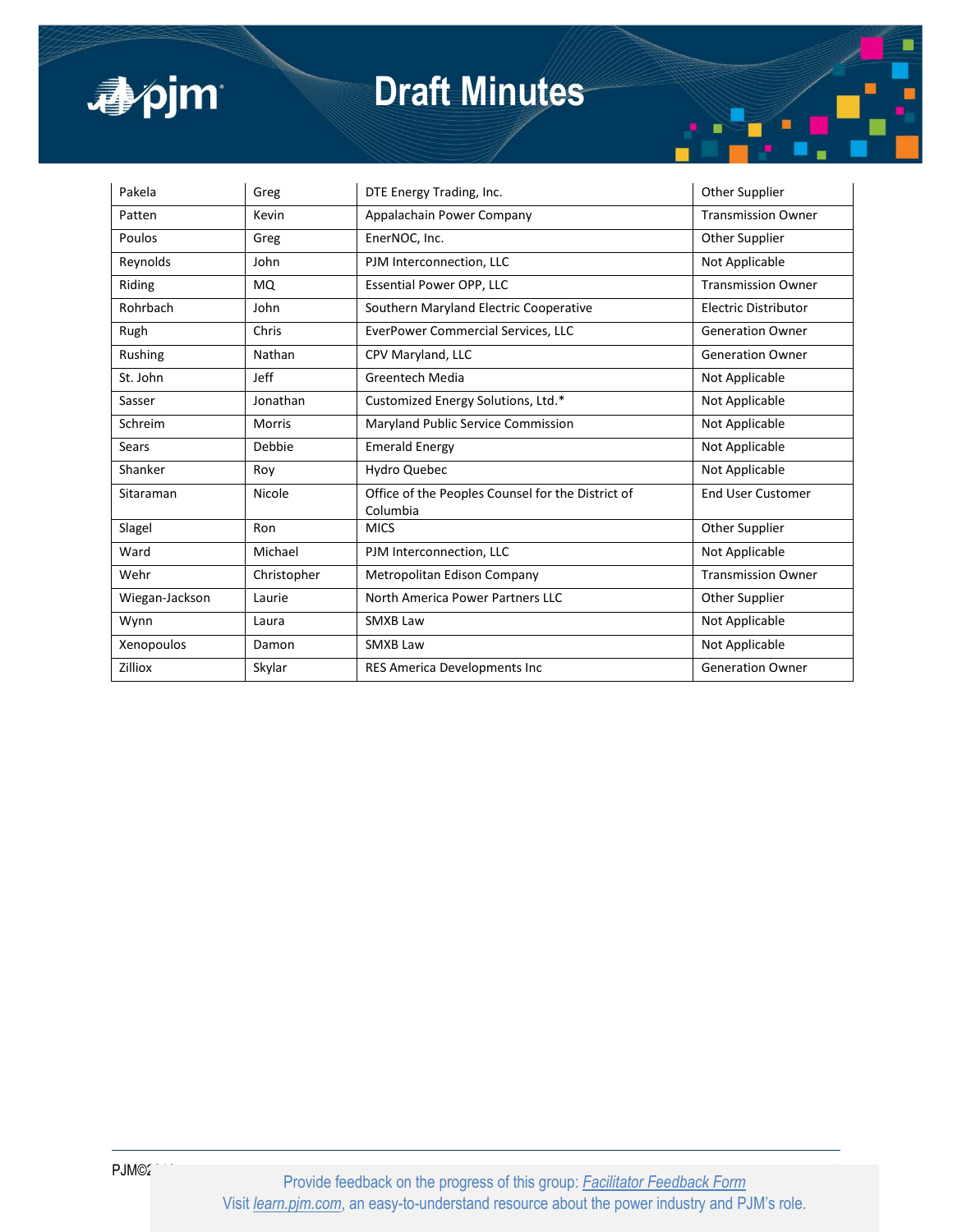| | | | |
|---|---|---|---|
| Pakela | Greg | DTE Energy Trading, Inc. | Other Supplier |
| Patten | Kevin | Appalachain Power Company | Transmission Owner |
| Poulos | Greg | EnerNOC, Inc. | Other Supplier |
| Reynolds | John | PJM Interconnection, LLC | Not Applicable |
| Riding | MQ | Essential Power OPP, LLC | Transmission Owner |
| Rohrbach | John | Southern Maryland Electric Cooperative | Electric Distributor |
| Rugh | Chris | EverPower Commercial Services, LLC | Generation Owner |
| Rushing | Nathan | CPV Maryland, LLC | Generation Owner |
| St. John | Jeff | Greentech Media | Not Applicable |
| Sasser | Jonathan | Customized Energy Solutions, Ltd.* | Not Applicable |
| Schreim | Morris | Maryland Public Service Commission | Not Applicable |
| Sears | Debbie | Emerald Energy | Not Applicable |
| Shanker | Roy | Hydro Quebec | Not Applicable |
| Sitaraman | Nicole | Office of the Peoples Counsel for the District of Columbia | End User Customer |
| Slagel | Ron | MICS | Other Supplier |
| Ward | Michael | PJM Interconnection, LLC | Not Applicable |
| Wehr | Christopher | Metropolitan Edison Company | Transmission Owner |
| Wiegan-Jackson | Laurie | North America Power Partners LLC | Other Supplier |
| Wynn | Laura | SMXB Law | Not Applicable |
| Xenopoulos | Damon | SMXB Law | Not Applicable |
| Zilliox | Skylar | RES America Developments Inc | Generation Owner |

Provide feedback on the progress of this group: *Facilitator Feedback Form*
Visit *learn.pjm.com*, an easy-to-understand resource about the power industry and PJM's role.